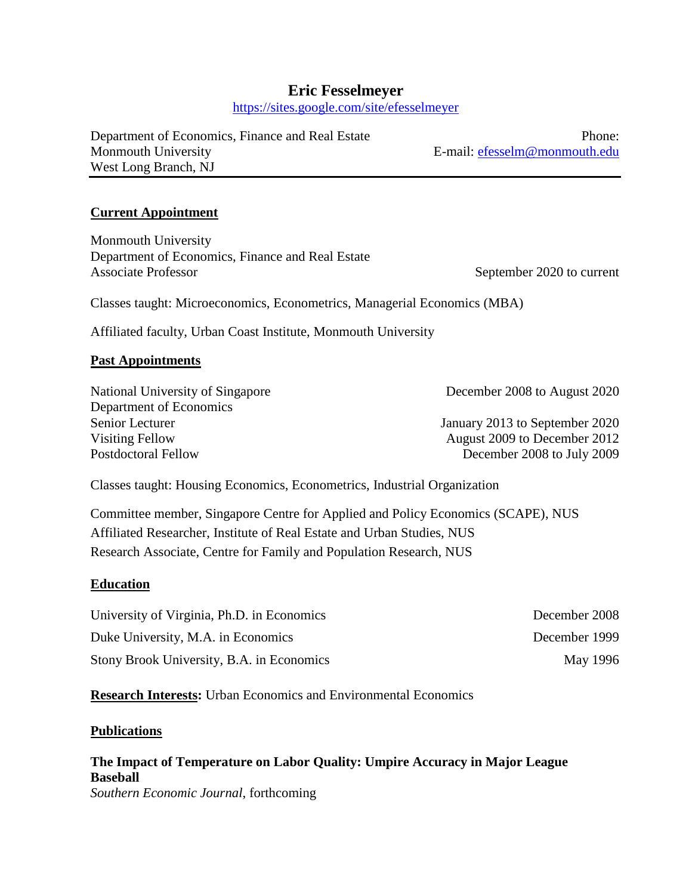# Eric Fesselmeyer

https://sites.google.com/site/efesselmeyer

Department of Economics, Finance and Real Estate
Monmouth University
West Long Branch, NJ

Phone:
E-mail: efesselm@monmouth.edu

---

## Current Appointment

Monmouth University
Department of Economics, Finance and Real Estate
Associate Professor — September 2020 to current

Classes taught: Microeconomics, Econometrics, Managerial Economics (MBA)

Affiliated faculty, Urban Coast Institute, Monmouth University

## Past Appointments

National University of Singapore — December 2008 to August 2020
Department of Economics
Senior Lecturer — January 2013 to September 2020
Visiting Fellow — August 2009 to December 2012
Postdoctoral Fellow — December 2008 to July 2009

Classes taught: Housing Economics, Econometrics, Industrial Organization

Committee member, Singapore Centre for Applied and Policy Economics (SCAPE), NUS
Affiliated Researcher, Institute of Real Estate and Urban Studies, NUS
Research Associate, Centre for Family and Population Research, NUS

## Education

University of Virginia, Ph.D. in Economics — December 2008

Duke University, M.A. in Economics — December 1999

Stony Brook University, B.A. in Economics — May 1996

**Research Interests:** Urban Economics and Environmental Economics

## Publications

**The Impact of Temperature on Labor Quality: Umpire Accuracy in Major League Baseball**
*Southern Economic Journal*, forthcoming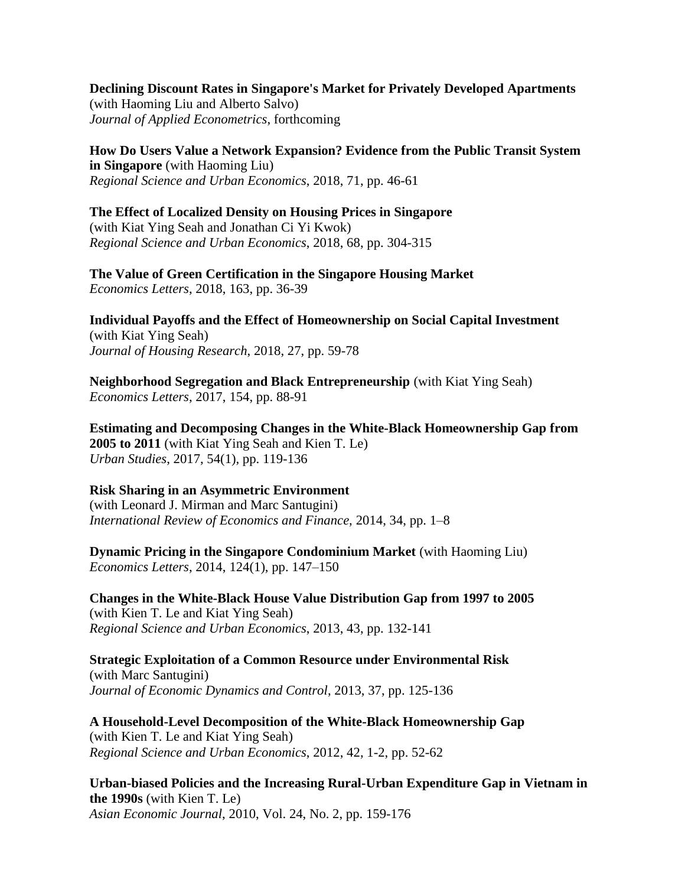**Declining Discount Rates in Singapore's Market for Privately Developed Apartments**
(with Haoming Liu and Alberto Salvo)
*Journal of Applied Econometrics*, forthcoming

**How Do Users Value a Network Expansion? Evidence from the Public Transit System in Singapore** (with Haoming Liu)
*Regional Science and Urban Economics*, 2018, 71, pp. 46-61

**The Effect of Localized Density on Housing Prices in Singapore**
(with Kiat Ying Seah and Jonathan Ci Yi Kwok)
*Regional Science and Urban Economics*, 2018, 68, pp. 304-315

**The Value of Green Certification in the Singapore Housing Market**
*Economics Letters*, 2018, 163, pp. 36-39

**Individual Payoffs and the Effect of Homeownership on Social Capital Investment**
(with Kiat Ying Seah)
*Journal of Housing Research*, 2018, 27, pp. 59-78

**Neighborhood Segregation and Black Entrepreneurship** (with Kiat Ying Seah)
*Economics Letters*, 2017, 154, pp. 88-91

**Estimating and Decomposing Changes in the White-Black Homeownership Gap from 2005 to 2011** (with Kiat Ying Seah and Kien T. Le)
*Urban Studies*, 2017, 54(1), pp. 119-136

**Risk Sharing in an Asymmetric Environment**
(with Leonard J. Mirman and Marc Santugini)
*International Review of Economics and Finance*, 2014, 34, pp. 1–8

**Dynamic Pricing in the Singapore Condominium Market** (with Haoming Liu)
*Economics Letters*, 2014, 124(1), pp. 147–150

**Changes in the White-Black House Value Distribution Gap from 1997 to 2005**
(with Kien T. Le and Kiat Ying Seah)
*Regional Science and Urban Economics*, 2013, 43, pp. 132-141

**Strategic Exploitation of a Common Resource under Environmental Risk**
(with Marc Santugini)
*Journal of Economic Dynamics and Control*, 2013, 37, pp. 125-136

**A Household-Level Decomposition of the White-Black Homeownership Gap**
(with Kien T. Le and Kiat Ying Seah)
*Regional Science and Urban Economics*, 2012, 42, 1-2, pp. 52-62

**Urban-biased Policies and the Increasing Rural-Urban Expenditure Gap in Vietnam in the 1990s** (with Kien T. Le)
*Asian Economic Journal*, 2010, Vol. 24, No. 2, pp. 159-176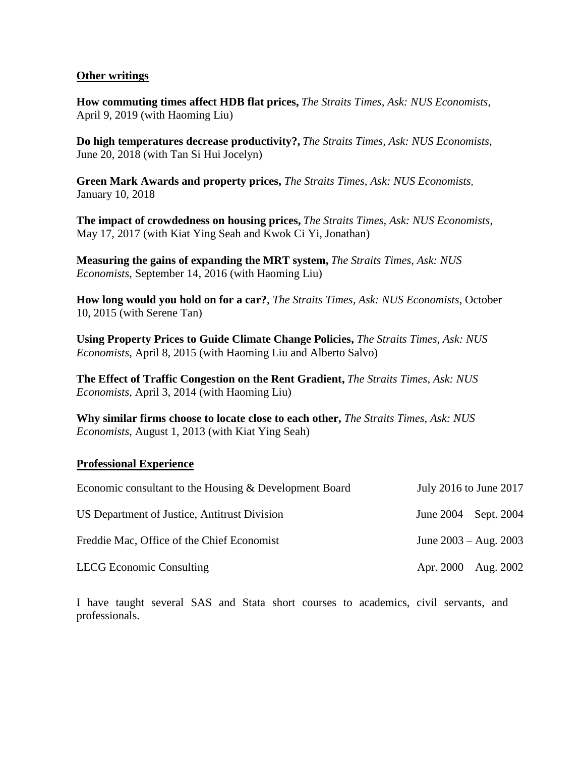## Other writings

**How commuting times affect HDB flat prices,** *The Straits Times, Ask: NUS Economists*, April 9, 2019 (with Haoming Liu)

**Do high temperatures decrease productivity?,** *The Straits Times, Ask: NUS Economists*, June 20, 2018 (with Tan Si Hui Jocelyn)

**Green Mark Awards and property prices,** *The Straits Times, Ask: NUS Economists,* January 10, 2018

**The impact of crowdedness on housing prices,** *The Straits Times, Ask: NUS Economists*, May 17, 2017 (with Kiat Ying Seah and Kwok Ci Yi, Jonathan)

**Measuring the gains of expanding the MRT system,** *The Straits Times, Ask: NUS Economists*, September 14, 2016 (with Haoming Liu)

**How long would you hold on for a car?**, *The Straits Times, Ask: NUS Economists*, October 10, 2015 (with Serene Tan)

**Using Property Prices to Guide Climate Change Policies,** *The Straits Times, Ask: NUS Economists*, April 8, 2015 (with Haoming Liu and Alberto Salvo)

**The Effect of Traffic Congestion on the Rent Gradient,** *The Straits Times, Ask: NUS Economists,* April 3, 2014 (with Haoming Liu)

**Why similar firms choose to locate close to each other,** *The Straits Times, Ask: NUS Economists*, August 1, 2013 (with Kiat Ying Seah)

## Professional Experience

| | |
|---|---|
| Economic consultant to the Housing & Development Board | July 2016 to June 2017 |
| US Department of Justice, Antitrust Division | June 2004 – Sept. 2004 |
| Freddie Mac, Office of the Chief Economist | June 2003 – Aug. 2003 |
| LECG Economic Consulting | Apr. 2000 – Aug. 2002 |

I have taught several SAS and Stata short courses to academics, civil servants, and professionals.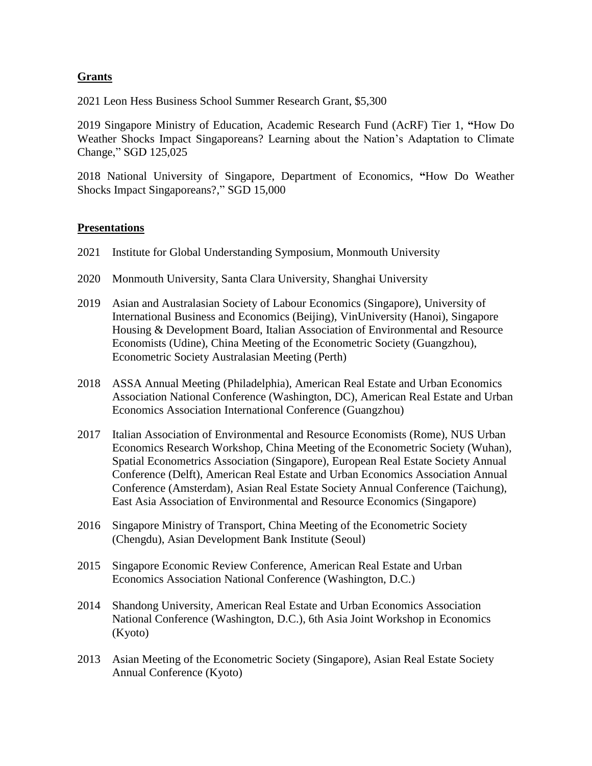## Grants

2021 Leon Hess Business School Summer Research Grant, $5,300

2019 Singapore Ministry of Education, Academic Research Fund (AcRF) Tier 1, **"**How Do Weather Shocks Impact Singaporeans? Learning about the Nation's Adaptation to Climate Change," SGD 125,025

2018 National University of Singapore, Department of Economics, **"**How Do Weather Shocks Impact Singaporeans?," SGD 15,000

## Presentations

2021 Institute for Global Understanding Symposium, Monmouth University

2020 Monmouth University, Santa Clara University, Shanghai University

2019 Asian and Australasian Society of Labour Economics (Singapore), University of International Business and Economics (Beijing), VinUniversity (Hanoi), Singapore Housing & Development Board, Italian Association of Environmental and Resource Economists (Udine), China Meeting of the Econometric Society (Guangzhou), Econometric Society Australasian Meeting (Perth)

2018 ASSA Annual Meeting (Philadelphia), American Real Estate and Urban Economics Association National Conference (Washington, DC), American Real Estate and Urban Economics Association International Conference (Guangzhou)

2017 Italian Association of Environmental and Resource Economists (Rome), NUS Urban Economics Research Workshop, China Meeting of the Econometric Society (Wuhan), Spatial Econometrics Association (Singapore), European Real Estate Society Annual Conference (Delft), American Real Estate and Urban Economics Association Annual Conference (Amsterdam), Asian Real Estate Society Annual Conference (Taichung), East Asia Association of Environmental and Resource Economics (Singapore)

2016 Singapore Ministry of Transport, China Meeting of the Econometric Society (Chengdu), Asian Development Bank Institute (Seoul)

2015 Singapore Economic Review Conference, American Real Estate and Urban Economics Association National Conference (Washington, D.C.)

2014 Shandong University, American Real Estate and Urban Economics Association National Conference (Washington, D.C.), 6th Asia Joint Workshop in Economics (Kyoto)

2013 Asian Meeting of the Econometric Society (Singapore), Asian Real Estate Society Annual Conference (Kyoto)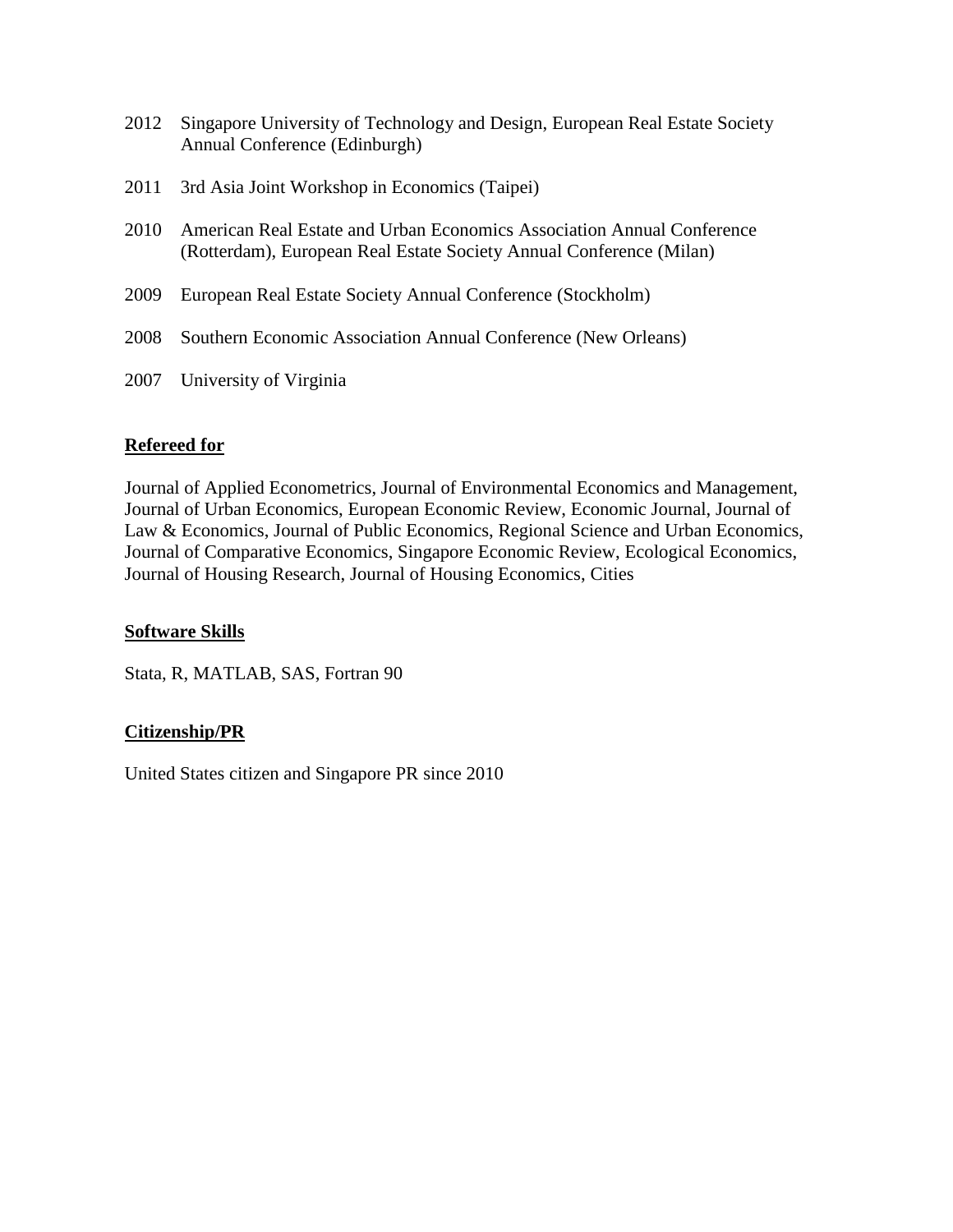2012 Singapore University of Technology and Design, European Real Estate Society Annual Conference (Edinburgh)

2011 3rd Asia Joint Workshop in Economics (Taipei)

2010 American Real Estate and Urban Economics Association Annual Conference (Rotterdam), European Real Estate Society Annual Conference (Milan)

2009 European Real Estate Society Annual Conference (Stockholm)

2008 Southern Economic Association Annual Conference (New Orleans)

2007 University of Virginia

**Refereed for**

Journal of Applied Econometrics, Journal of Environmental Economics and Management, Journal of Urban Economics, European Economic Review, Economic Journal, Journal of Law & Economics, Journal of Public Economics, Regional Science and Urban Economics, Journal of Comparative Economics, Singapore Economic Review, Ecological Economics, Journal of Housing Research, Journal of Housing Economics, Cities

**Software Skills**

Stata, R, MATLAB, SAS, Fortran 90

**Citizenship/PR**

United States citizen and Singapore PR since 2010